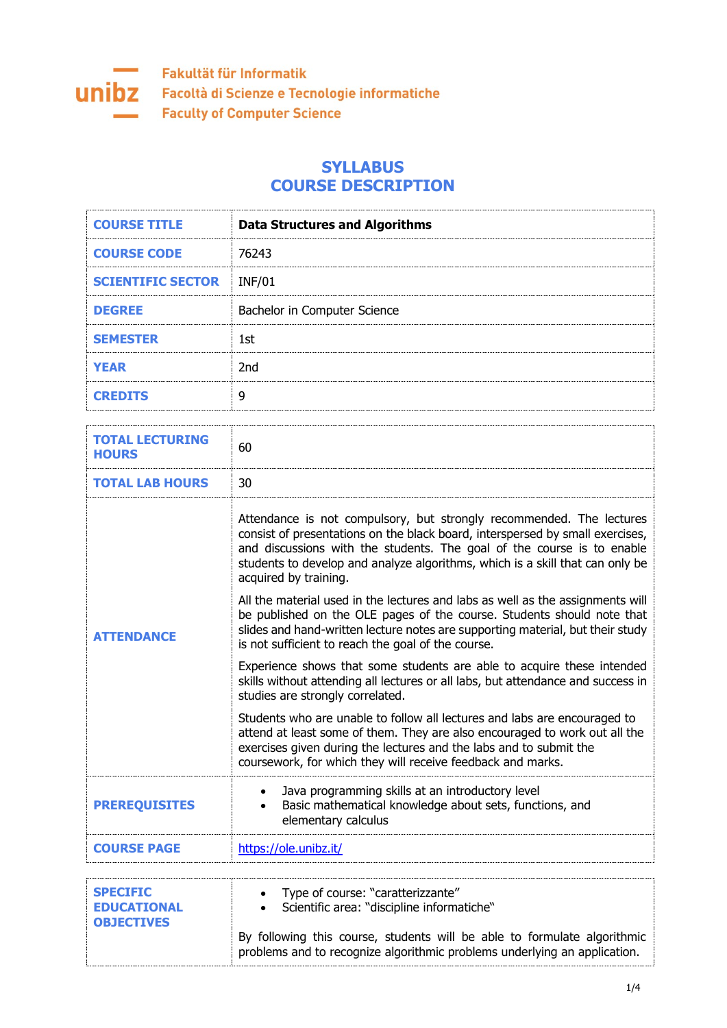Fakultät für Informatik
Facoltà di Scienze e Tecnologie informatiche
Faculty of Computer Science

# SYLLABUS
# COURSE DESCRIPTION

| | |
|---|---|
| **COURSE TITLE** | **Data Structures and Algorithms** |
| **COURSE CODE** | 76243 |
| **SCIENTIFIC SECTOR** | INF/01 |
| **DEGREE** | Bachelor in Computer Science |
| **SEMESTER** | 1st |
| **YEAR** | 2nd |
| **CREDITS** | 9 |

| | |
|---|---|
| **TOTAL LECTURING HOURS** | 60 |
| **TOTAL LAB HOURS** | 30 |
| **ATTENDANCE** | Attendance is not compulsory, but strongly recommended. The lectures consist of presentations on the black board, interspersed by small exercises, and discussions with the students. The goal of the course is to enable students to develop and analyze algorithms, which is a skill that can only be acquired by training.<br><br>All the material used in the lectures and labs as well as the assignments will be published on the OLE pages of the course. Students should note that slides and hand-written lecture notes are supporting material, but their study is not sufficient to reach the goal of the course.<br><br>Experience shows that some students are able to acquire these intended skills without attending all lectures or all labs, but attendance and success in studies are strongly correlated.<br><br>Students who are unable to follow all lectures and labs are encouraged to attend at least some of them. They are also encouraged to work out all the exercises given during the lectures and the labs and to submit the coursework, for which they will receive feedback and marks. |
| **PREREQUISITES** | • Java programming skills at an introductory level<br>• Basic mathematical knowledge about sets, functions, and elementary calculus |
| **COURSE PAGE** | https://ole.unibz.it/ |

| | |
|---|---|
| **SPECIFIC EDUCATIONAL OBJECTIVES** | • Type of course: "caratterizzante"<br>• Scientific area: "discipline informatiche"<br><br>By following this course, students will be able to formulate algorithmic problems and to recognize algorithmic problems underlying an application. |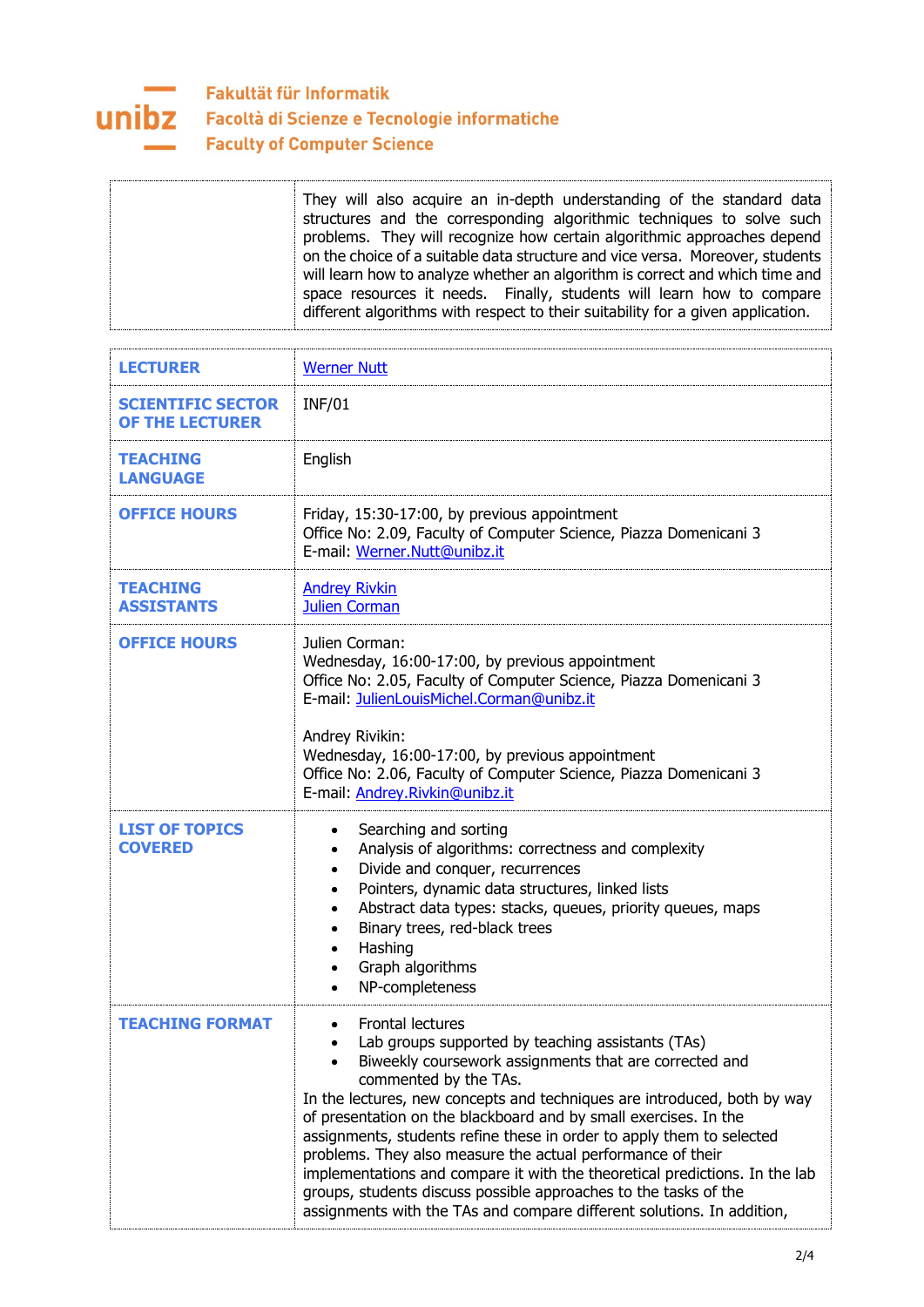| | |
|---|---|
| | They will also acquire an in-depth understanding of the standard data structures and the corresponding algorithmic techniques to solve such problems. They will recognize how certain algorithmic approaches depend on the choice of a suitable data structure and vice versa. Moreover, students will learn how to analyze whether an algorithm is correct and which time and space resources it needs. Finally, students will learn how to compare different algorithms with respect to their suitability for a given application. |

| | |
|---|---|
| **LECTURER** | Werner Nutt |
| **SCIENTIFIC SECTOR OF THE LECTURER** | INF/01 |
| **TEACHING LANGUAGE** | English |
| **OFFICE HOURS** | Friday, 15:30-17:00, by previous appointment<br>Office No: 2.09, Faculty of Computer Science, Piazza Domenicani 3<br>E-mail: Werner.Nutt@unibz.it |
| **TEACHING ASSISTANTS** | Andrey Rivkin<br>Julien Corman |
| **OFFICE HOURS** | Julien Corman:<br>Wednesday, 16:00-17:00, by previous appointment<br>Office No: 2.05, Faculty of Computer Science, Piazza Domenicani 3<br>E-mail: JulienLouisMichel.Corman@unibz.it<br><br>Andrey Rivikin:<br>Wednesday, 16:00-17:00, by previous appointment<br>Office No: 2.06, Faculty of Computer Science, Piazza Domenicani 3<br>E-mail: Andrey.Rivkin@unibz.it |
| **LIST OF TOPICS COVERED** | • Searching and sorting<br>• Analysis of algorithms: correctness and complexity<br>• Divide and conquer, recurrences<br>• Pointers, dynamic data structures, linked lists<br>• Abstract data types: stacks, queues, priority queues, maps<br>• Binary trees, red-black trees<br>• Hashing<br>• Graph algorithms<br>• NP-completeness |
| **TEACHING FORMAT** | • Frontal lectures<br>• Lab groups supported by teaching assistants (TAs)<br>• Biweekly coursework assignments that are corrected and commented by the TAs.<br>In the lectures, new concepts and techniques are introduced, both by way of presentation on the blackboard and by small exercises. In the assignments, students refine these in order to apply them to selected problems. They also measure the actual performance of their implementations and compare it with the theoretical predictions. In the lab groups, students discuss possible approaches to the tasks of the assignments with the TAs and compare different solutions. In addition, |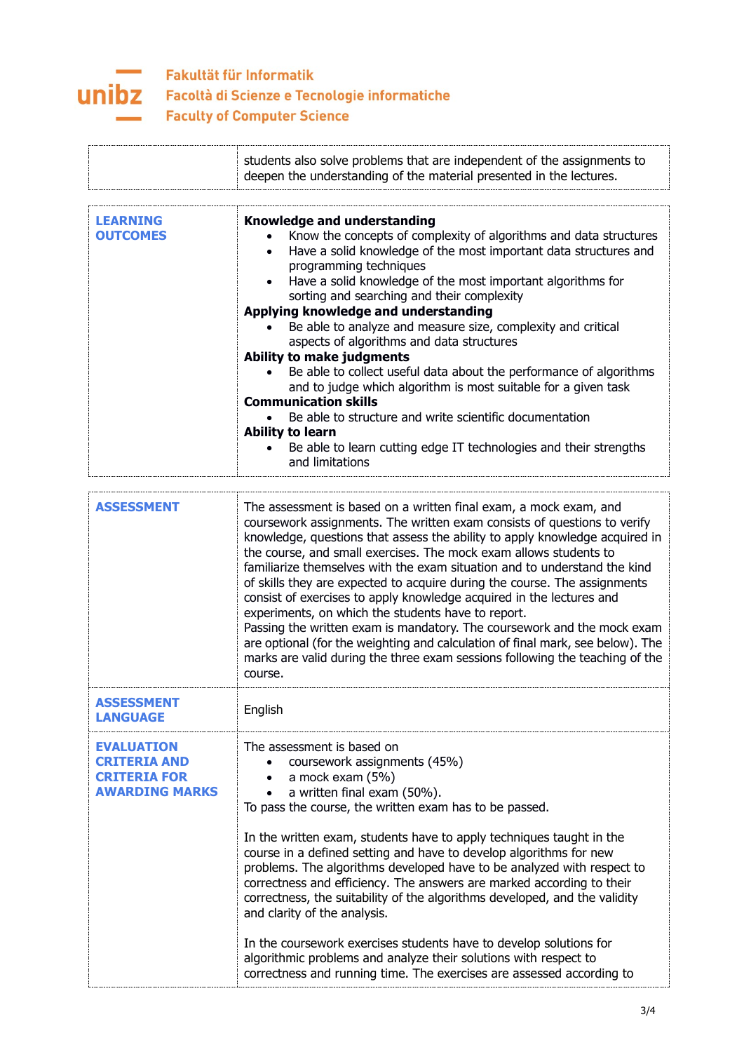| | |
|---|---|
| | students also solve problems that are independent of the assignments to deepen the understanding of the material presented in the lectures. |

| | |
|---|---|
| **LEARNING OUTCOMES** | **Knowledge and understanding**<br>• Know the concepts of complexity of algorithms and data structures<br>• Have a solid knowledge of the most important data structures and programming techniques<br>• Have a solid knowledge of the most important algorithms for sorting and searching and their complexity<br>**Applying knowledge and understanding**<br>• Be able to analyze and measure size, complexity and critical aspects of algorithms and data structures<br>**Ability to make judgments**<br>• Be able to collect useful data about the performance of algorithms and to judge which algorithm is most suitable for a given task<br>**Communication skills**<br>• Be able to structure and write scientific documentation<br>**Ability to learn**<br>• Be able to learn cutting edge IT technologies and their strengths and limitations |

| | |
|---|---|
| **ASSESSMENT** | The assessment is based on a written final exam, a mock exam, and coursework assignments. The written exam consists of questions to verify knowledge, questions that assess the ability to apply knowledge acquired in the course, and small exercises. The mock exam allows students to familiarize themselves with the exam situation and to understand the kind of skills they are expected to acquire during the course. The assignments consist of exercises to apply knowledge acquired in the lectures and experiments, on which the students have to report.<br>Passing the written exam is mandatory. The coursework and the mock exam are optional (for the weighting and calculation of final mark, see below). The marks are valid during the three exam sessions following the teaching of the course. |
| **ASSESSMENT LANGUAGE** | English |
| **EVALUATION CRITERIA AND CRITERIA FOR AWARDING MARKS** | The assessment is based on<br>• coursework assignments (45%)<br>• a mock exam (5%)<br>• a written final exam (50%).<br>To pass the course, the written exam has to be passed.<br><br>In the written exam, students have to apply techniques taught in the course in a defined setting and have to develop algorithms for new problems. The algorithms developed have to be analyzed with respect to correctness and efficiency. The answers are marked according to their correctness, the suitability of the algorithms developed, and the validity and clarity of the analysis.<br><br>In the coursework exercises students have to develop solutions for algorithmic problems and analyze their solutions with respect to correctness and running time. The exercises are assessed according to |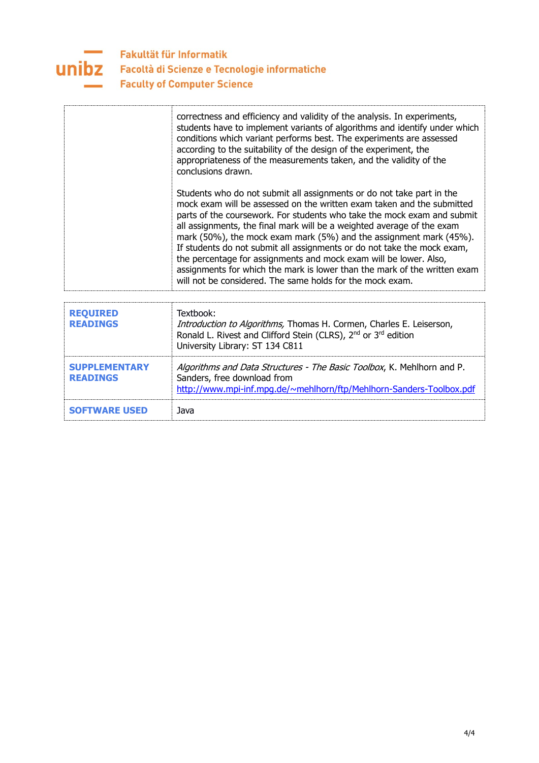| | |
|---|---|
| | correctness and efficiency and validity of the analysis. In experiments, students have to implement variants of algorithms and identify under which conditions which variant performs best. The experiments are assessed according to the suitability of the design of the experiment, the appropriateness of the measurements taken, and the validity of the conclusions drawn.<br><br>Students who do not submit all assignments or do not take part in the mock exam will be assessed on the written exam taken and the submitted parts of the coursework. For students who take the mock exam and submit all assignments, the final mark will be a weighted average of the exam mark (50%), the mock exam mark (5%) and the assignment mark (45%). If students do not submit all assignments or do not take the mock exam, the percentage for assignments and mock exam will be lower. Also, assignments for which the mark is lower than the mark of the written exam will not be considered. The same holds for the mock exam. |

| | |
|---|---|
| **REQUIRED READINGS** | Textbook:<br>*Introduction to Algorithms,* Thomas H. Cormen, Charles E. Leiserson, Ronald L. Rivest and Clifford Stein (CLRS), 2nd or 3rd edition<br>University Library: ST 134 C811 |
| **SUPPLEMENTARY READINGS** | *Algorithms and Data Structures - The Basic Toolbox*, K. Mehlhorn and P. Sanders, free download from<br>http://www.mpi-inf.mpg.de/~mehlhorn/ftp/Mehlhorn-Sanders-Toolbox.pdf |
| **SOFTWARE USED** | Java |